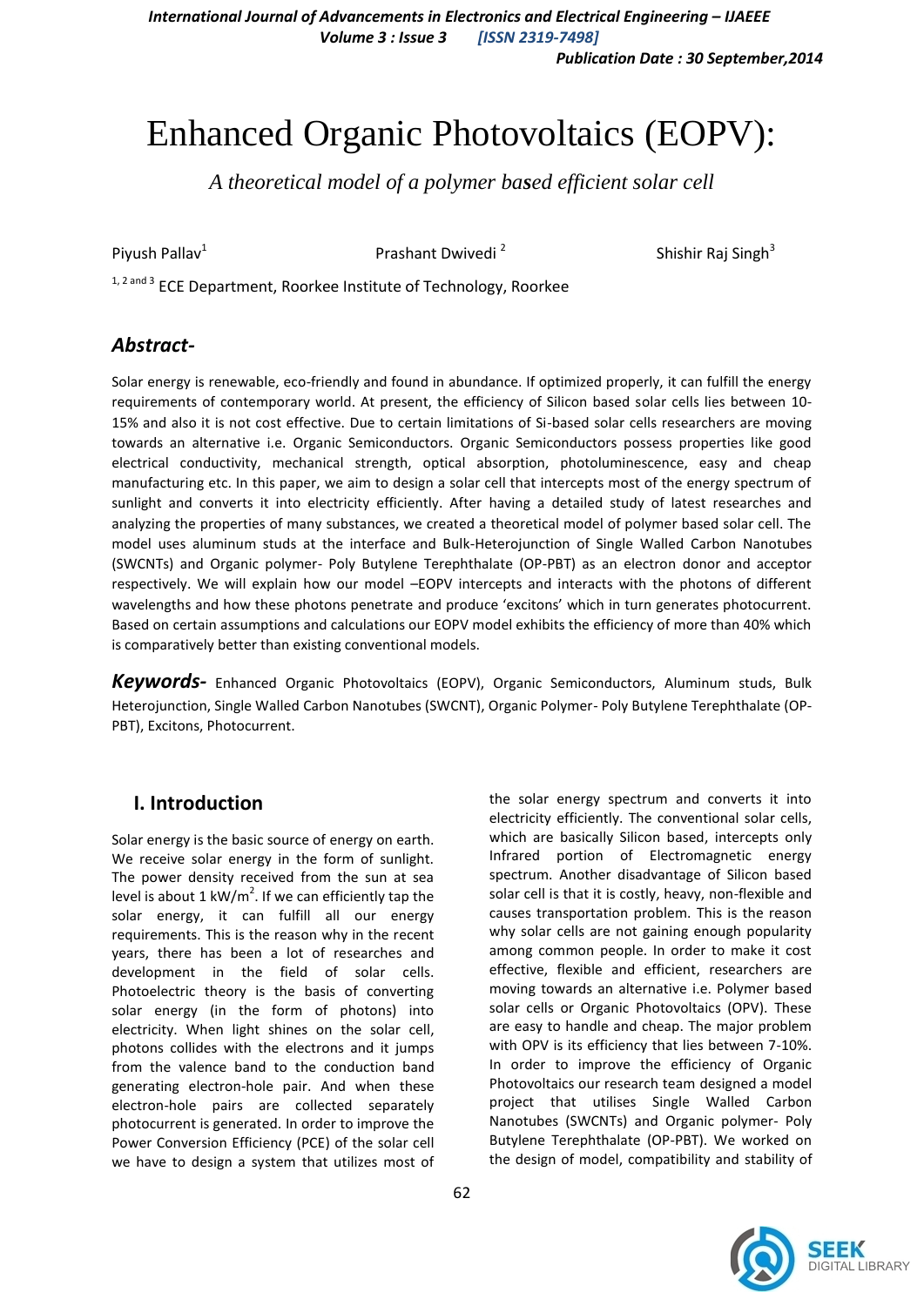# Enhanced Organic Photovoltaics (EOPV):

*A theoretical model of a polymer based efficient solar cell*

Piyush Pallav[1] Prashant Dwivedi[2] Shishir Raj Singh[3]

[1, 2 and 3] ECE Department, Roorkee Institute of Technology, Roorkee

## *Abstract-*

Solar energy is renewable, eco-friendly and found in abundance. If optimized properly, it can fulfill the energy requirements of contemporary world. At present, the efficiency of Silicon based solar cells lies between 10-15% and also it is not cost effective. Due to certain limitations of Si-based solar cells researchers are moving towards an alternative i.e. Organic Semiconductors. Organic Semiconductors possess properties like good electrical conductivity, mechanical strength, optical absorption, photoluminescence, easy and cheap manufacturing etc. In this paper, we aim to design a solar cell that intercepts most of the energy spectrum of sunlight and converts it into electricity efficiently. After having a detailed study of latest researches and analyzing the properties of many substances, we created a theoretical model of polymer based solar cell. The model uses aluminum studs at the interface and Bulk-Heterojunction of Single Walled Carbon Nanotubes (SWCNTs) and Organic polymer- Poly Butylene Terephthalate (OP-PBT) as an electron donor and acceptor respectively. We will explain how our model –EOPV intercepts and interacts with the photons of different wavelengths and how these photons penetrate and produce 'excitons' which in turn generates photocurrent. Based on certain assumptions and calculations our EOPV model exhibits the efficiency of more than 40% which is comparatively better than existing conventional models.

***Keywords-*** Enhanced Organic Photovoltaics (EOPV), Organic Semiconductors, Aluminum studs, Bulk Heterojunction, Single Walled Carbon Nanotubes (SWCNT), Organic Polymer- Poly Butylene Terephthalate (OP-PBT), Excitons, Photocurrent.

## I. Introduction

Solar energy is the basic source of energy on earth. We receive solar energy in the form of sunlight. The power density received from the sun at sea level is about 1 $kW/m^2$. If we can efficiently tap the solar energy, it can fulfill all our energy requirements. This is the reason why in the recent years, there has been a lot of researches and development in the field of solar cells. Photoelectric theory is the basis of converting solar energy (in the form of photons) into electricity. When light shines on the solar cell, photons collides with the electrons and it jumps from the valence band to the conduction band generating electron-hole pair. And when these electron-hole pairs are collected separately photocurrent is generated. In order to improve the Power Conversion Efficiency (PCE) of the solar cell we have to design a system that utilizes most of the solar energy spectrum and converts it into electricity efficiently. The conventional solar cells, which are basically Silicon based, intercepts only Infrared portion of Electromagnetic energy spectrum. Another disadvantage of Silicon based solar cell is that it is costly, heavy, non-flexible and causes transportation problem. This is the reason why solar cells are not gaining enough popularity among common people. In order to make it cost effective, flexible and efficient, researchers are moving towards an alternative i.e. Polymer based solar cells or Organic Photovoltaics (OPV). These are easy to handle and cheap. The major problem with OPV is its efficiency that lies between 7-10%. In order to improve the efficiency of Organic Photovoltaics our research team designed a model project that utilises Single Walled Carbon Nanotubes (SWCNTs) and Organic polymer- Poly Butylene Terephthalate (OP-PBT). We worked on the design of model, compatibility and stability of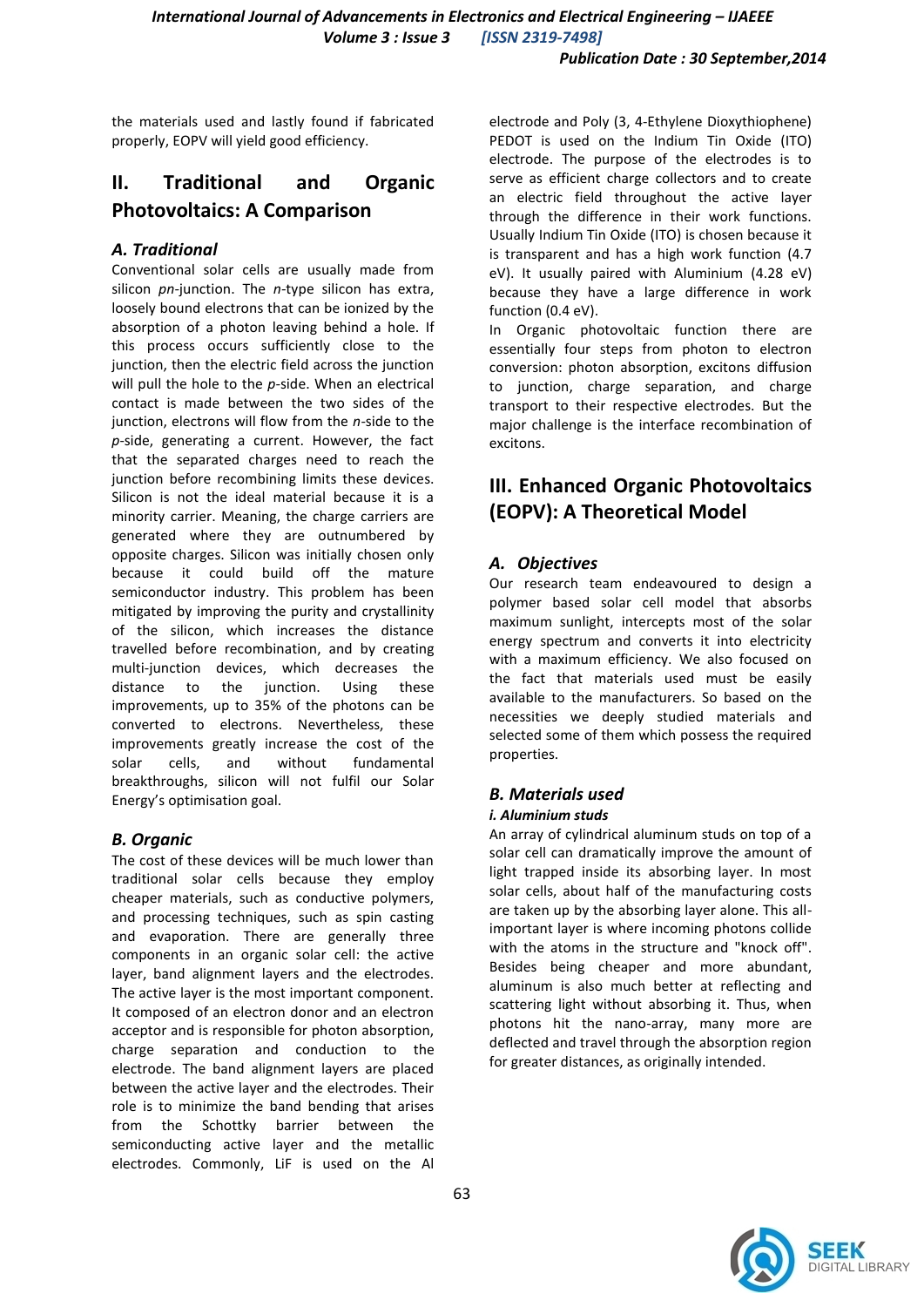the materials used and lastly found if fabricated properly, EOPV will yield good efficiency.

## II. Traditional and Organic Photovoltaics: A Comparison

### *A. Traditional*

Conventional solar cells are usually made from silicon *pn*-junction. The *n*-type silicon has extra, loosely bound electrons that can be ionized by the absorption of a photon leaving behind a hole. If this process occurs sufficiently close to the junction, then the electric field across the junction will pull the hole to the *p*-side. When an electrical contact is made between the two sides of the junction, electrons will flow from the *n*-side to the *p*-side, generating a current. However, the fact that the separated charges need to reach the junction before recombining limits these devices. Silicon is not the ideal material because it is a minority carrier. Meaning, the charge carriers are generated where they are outnumbered by opposite charges. Silicon was initially chosen only because it could build off the mature semiconductor industry. This problem has been mitigated by improving the purity and crystallinity of the silicon, which increases the distance travelled before recombination, and by creating multi-junction devices, which decreases the distance to the junction. Using these improvements, up to 35% of the photons can be converted to electrons. Nevertheless, these improvements greatly increase the cost of the solar cells, and without fundamental breakthroughs, silicon will not fulfil our Solar Energy's optimisation goal.

### *B. Organic*

The cost of these devices will be much lower than traditional solar cells because they employ cheaper materials, such as conductive polymers, and processing techniques, such as spin casting and evaporation. There are generally three components in an organic solar cell: the active layer, band alignment layers and the electrodes. The active layer is the most important component. It composed of an electron donor and an electron acceptor and is responsible for photon absorption, charge separation and conduction to the electrode. The band alignment layers are placed between the active layer and the electrodes. Their role is to minimize the band bending that arises from the Schottky barrier between the semiconducting active layer and the metallic electrodes. Commonly, LiF is used on the Al electrode and Poly (3, 4-Ethylene Dioxythiophene) PEDOT is used on the Indium Tin Oxide (ITO) electrode. The purpose of the electrodes is to serve as efficient charge collectors and to create an electric field throughout the active layer through the difference in their work functions. Usually Indium Tin Oxide (ITO) is chosen because it is transparent and has a high work function (4.7 eV). It usually paired with Aluminium (4.28 eV) because they have a large difference in work function (0.4 eV).

In Organic photovoltaic function there are essentially four steps from photon to electron conversion: photon absorption, excitons diffusion to junction, charge separation, and charge transport to their respective electrodes. But the major challenge is the interface recombination of excitons.

## III. Enhanced Organic Photovoltaics (EOPV): A Theoretical Model

### *A. Objectives*

Our research team endeavoured to design a polymer based solar cell model that absorbs maximum sunlight, intercepts most of the solar energy spectrum and converts it into electricity with a maximum efficiency. We also focused on the fact that materials used must be easily available to the manufacturers. So based on the necessities we deeply studied materials and selected some of them which possess the required properties.

### *B. Materials used*

#### *i. Aluminium studs*

An array of cylindrical aluminum studs on top of a solar cell can dramatically improve the amount of light trapped inside its absorbing layer. In most solar cells, about half of the manufacturing costs are taken up by the absorbing layer alone. This all-important layer is where incoming photons collide with the atoms in the structure and "knock off". Besides being cheaper and more abundant, aluminum is also much better at reflecting and scattering light without absorbing it. Thus, when photons hit the nano-array, many more are deflected and travel through the absorption region for greater distances, as originally intended.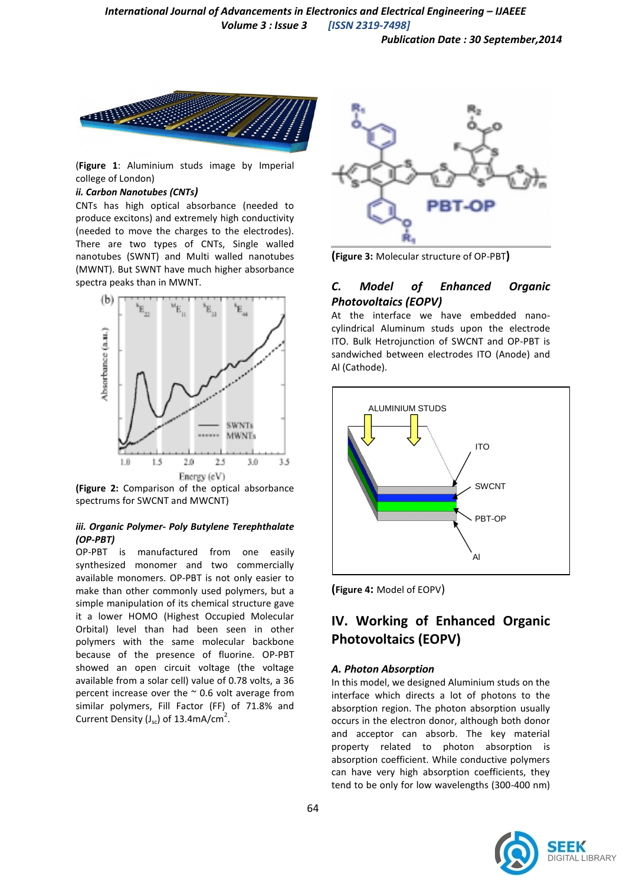(**Figure 1**: Aluminium studs image by Imperial college of London)

### ii. Carbon Nanotubes (CNTs)

CNTs has high optical absorbance (needed to produce excitons) and extremely high conductivity (needed to move the charges to the electrodes). There are two types of CNTs, Single walled nanotubes (SWNT) and Multi walled nanotubes (MWNT). But SWNT have much higher absorbance spectra peaks than in MWNT.

(**Figure 2:** Comparison of the optical absorbance spectrums for SWCNT and MWCNT)

### iii. Organic Polymer- Poly Butylene Terephthalate (OP-PBT)

OP-PBT is manufactured from one easily synthesized monomer and two commercially available monomers. OP-PBT is not only easier to make than other commonly used polymers, but a simple manipulation of its chemical structure gave it a lower HOMO (Highest Occupied Molecular Orbital) level than had been seen in other polymers with the same molecular backbone because of the presence of fluorine. OP-PBT showed an open circuit voltage (the voltage available from a solar cell) value of 0.78 volts, a 36 percent increase over the ~ 0.6 volt average from similar polymers, Fill Factor (FF) of 71.8% and Current Density ($J_{sc}$) of 13.4mA/cm$^2$.

(**Figure 3:** Molecular structure of OP-PBT**)**

### C. Model of Enhanced Organic Photovoltaics (EOPV)

At the interface we have embedded nano-cylindrical Aluminum studs upon the electrode ITO. Bulk Hetrojunction of SWCNT and OP-PBT is sandwiched between electrodes ITO (Anode) and Al (Cathode).

(**Figure 4:** Model of EOPV)

## IV. Working of Enhanced Organic Photovoltaics (EOPV)

### A. Photon Absorption

In this model, we designed Aluminium studs on the interface which directs a lot of photons to the absorption region. The photon absorption usually occurs in the electron donor, although both donor and acceptor can absorb. The key material property related to photon absorption is absorption coefficient. While conductive polymers can have very high absorption coefficients, they tend to be only for low wavelengths (300-400 nm)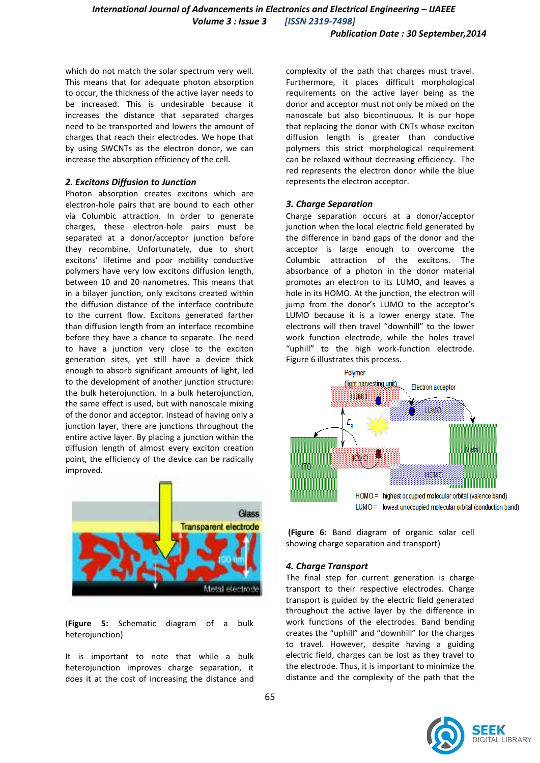which do not match the solar spectrum very well. This means that for adequate photon absorption to occur, the thickness of the active layer needs to be increased. This is undesirable because it increases the distance that separated charges need to be transported and lowers the amount of charges that reach their electrodes. We hope that by using SWCNTs as the electron donor, we can increase the absorption efficiency of the cell.

### *2. Excitons Diffusion to Junction*

Photon absorption creates excitons which are electron-hole pairs that are bound to each other via Columbic attraction. In order to generate charges, these electron-hole pairs must be separated at a donor/acceptor junction before they recombine. Unfortunately, due to short excitons' lifetime and poor mobility conductive polymers have very low excitons diffusion length, between 10 and 20 nanometres. This means that in a bilayer junction, only excitons created within the diffusion distance of the interface contribute to the current flow. Excitons generated farther than diffusion length from an interface recombine before they have a chance to separate. The need to have a junction very close to the exciton generation sites, yet still have a device thick enough to absorb significant amounts of light, led to the development of another junction structure: the bulk heterojunction. In a bulk heterojunction, the same effect is used, but with nanoscale mixing of the donor and acceptor. Instead of having only a junction layer, there are junctions throughout the entire active layer. By placing a junction within the diffusion length of almost every exciton creation point, the efficiency of the device can be radically improved.

(**Figure 5:** Schematic diagram of a bulk heterojunction)

It is important to note that while a bulk heterojunction improves charge separation, it does it at the cost of increasing the distance and complexity of the path that charges must travel. Furthermore, it places difficult morphological requirements on the active layer being as the donor and acceptor must not only be mixed on the nanoscale but also bicontinuous. It is our hope that replacing the donor with CNTs whose exciton diffusion length is greater than conductive polymers this strict morphological requirement can be relaxed without decreasing efficiency. The red represents the electron donor while the blue represents the electron acceptor.

### *3. Charge Separation*

Charge separation occurs at a donor/acceptor junction when the local electric field generated by the difference in band gaps of the donor and the acceptor is large enough to overcome the Columbic attraction of the excitons. The absorbance of a photon in the donor material promotes an electron to its LUMO, and leaves a hole in its HOMO. At the junction, the electron will jump from the donor's LUMO to the acceptor's LUMO because it is a lower energy state. The electrons will then travel "downhill" to the lower work function electrode, while the holes travel "uphill" to the high work-function electrode. Figure 6 illustrates this process.

(**Figure 6:** Band diagram of organic solar cell showing charge separation and transport)

### *4. Charge Transport*

The final step for current generation is charge transport to their respective electrodes. Charge transport is guided by the electric field generated throughout the active layer by the difference in work functions of the electrodes. Band bending creates the "uphill" and "downhill" for the charges to travel. However, despite having a guiding electric field, charges can be lost as they travel to the electrode. Thus, it is important to minimize the distance and the complexity of the path that the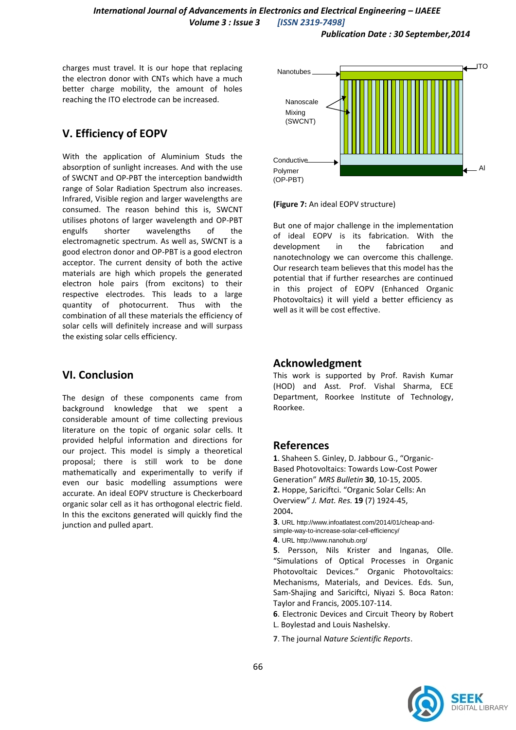charges must travel. It is our hope that replacing the electron donor with CNTs which have a much better charge mobility, the amount of holes reaching the ITO electrode can be increased.

## V. Efficiency of EOPV

With the application of Aluminium Studs the absorption of sunlight increases. And with the use of SWCNT and OP-PBT the interception bandwidth range of Solar Radiation Spectrum also increases. Infrared, Visible region and larger wavelengths are consumed. The reason behind this is, SWCNT utilises photons of larger wavelength and OP-PBT engulfs shorter wavelengths of the electromagnetic spectrum. As well as, SWCNT is a good electron donor and OP-PBT is a good electron acceptor. The current density of both the active materials are high which propels the generated electron hole pairs (from excitons) to their respective electrodes. This leads to a large quantity of photocurrent. Thus with the combination of all these materials the efficiency of solar cells will definitely increase and will surpass the existing solar cells efficiency.

## VI. Conclusion

The design of these components came from background knowledge that we spent a considerable amount of time collecting previous literature on the topic of organic solar cells. It provided helpful information and directions for our project. This model is simply a theoretical proposal; there is still work to be done mathematically and experimentally to verify if even our basic modelling assumptions were accurate. An ideal EOPV structure is Checkerboard organic solar cell as it has orthogonal electric field. In this the excitons generated will quickly find the junction and pulled apart.

Nanotubes

ITO

Nanoscale Mixing (SWCNT)

Conductive Polymer (OP-PBT)

Al

**(Figure 7:** An ideal EOPV structure)

But one of major challenge in the implementation of ideal EOPV is its fabrication. With the development in the fabrication and nanotechnology we can overcome this challenge. Our research team believes that this model has the potential that if further researches are continued in this project of EOPV (Enhanced Organic Photovoltaics) it will yield a better efficiency as well as it will be cost effective.

## Acknowledgment

This work is supported by Prof. Ravish Kumar (HOD) and Asst. Prof. Vishal Sharma, ECE Department, Roorkee Institute of Technology, Roorkee.

## References

**1**. Shaheen S. Ginley, D. Jabbour G., "Organic-Based Photovoltaics: Towards Low-Cost Power Generation" *MRS Bulletin* **30**, 10-15, 2005.

**2.** Hoppe, Sariciftci. "Organic Solar Cells: An Overview" *J. Mat. Res.* **19** (7) 1924-45, 2004**.**

**3**. URL http://www.infoatlatest.com/2014/01/cheap-and-simple-way-to-increase-solar-cell-efficiency/

**4**. URL http://www.nanohub.org/

**5**. Persson, Nils Krister and Inganas, Olle. "Simulations of Optical Processes in Organic Photovoltaic Devices." Organic Photovoltaics: Mechanisms, Materials, and Devices. Eds. Sun, Sam-Shajing and Sariciftci, Niyazi S. Boca Raton: Taylor and Francis, 2005.107-114.

**6**. Electronic Devices and Circuit Theory by Robert L. Boylestad and Louis Nashelsky.

**7**. The journal *Nature Scientific Reports*.